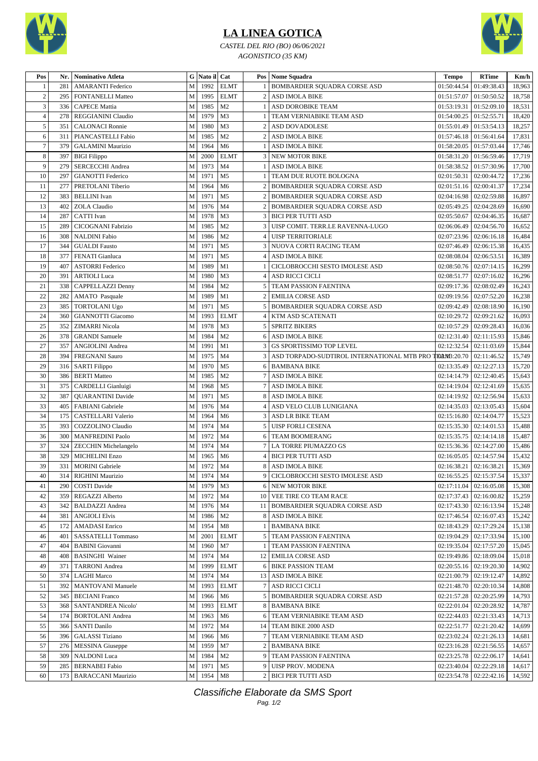# LA LINEA GOTICA

*CASTEL DEL RIO (BO) 06/06/2021*

*AGONISTICO (35 KM)*

| Pos | Nr. | Nominativo Atleta | G | Nato il | Cat | Pos | Nome Squadra | Tempo | RTime | Km/h |
|---|---|---|---|---|---|---|---|---|---|---|
| 1 | 281 | AMARANTI Federico | M | 1992 | ELMT | 1 | BOMBARDIER SQUADRA CORSE ASD | 01:50:44.54 | 01:49:38.43 | 18,963 |
| 2 | 295 | FONTANELLI Matteo | M | 1995 | ELMT | 2 | ASD IMOLA BIKE | 01:51:57.07 | 01:50:50.52 | 18,758 |
| 3 | 336 | CAPECE Mattia | M | 1985 | M2 | 1 | ASD DOROBIKE TEAM | 01:53:19.31 | 01:52:09.10 | 18,531 |
| 4 | 278 | REGGIANINI Claudio | M | 1979 | M3 | 1 | TEAM VERNIABIKE TEAM ASD | 01:54:00.25 | 01:52:55.71 | 18,420 |
| 5 | 351 | CALONACI Ronnie | M | 1980 | M3 | 2 | ASD DOVADOLESE | 01:55:01.49 | 01:53:54.13 | 18,257 |
| 6 | 311 | PIANCASTELLI Fabio | M | 1985 | M2 | 2 | ASD IMOLA BIKE | 01:57:46.18 | 01:56:41.64 | 17,831 |
| 7 | 379 | GALAMINI Maurizio | M | 1964 | M6 | 1 | ASD IMOLA BIKE | 01:58:20.05 | 01:57:03.44 | 17,746 |
| 8 | 397 | BIGI Filippo | M | 2000 | ELMT | 3 | NEW MOTOR BIKE | 01:58:31.20 | 01:56:59.46 | 17,719 |
| 9 | 279 | SERCECCHI Andrea | M | 1973 | M4 | 1 | ASD IMOLA BIKE | 01:58:38.52 | 01:57:30.96 | 17,700 |
| 10 | 297 | GIANOTTI Federico | M | 1971 | M5 | 1 | TEAM DUE RUOTE BOLOGNA | 02:01:50.31 | 02:00:44.72 | 17,236 |
| 11 | 277 | PRETOLANI Tiberio | M | 1964 | M6 | 2 | BOMBARDIER SQUADRA CORSE ASD | 02:01:51.16 | 02:00:41.37 | 17,234 |
| 12 | 383 | BELLINI Ivan | M | 1971 | M5 | 2 | BOMBARDIER SQUADRA CORSE ASD | 02:04:16.98 | 02:02:59.88 | 16,897 |
| 13 | 402 | ZOLA Claudio | M | 1976 | M4 | 2 | BOMBARDIER SQUADRA CORSE ASD | 02:05:49.25 | 02:04:28.69 | 16,690 |
| 14 | 287 | CATTI Ivan | M | 1978 | M3 | 3 | BICI PER TUTTI ASD | 02:05:50.67 | 02:04:46.35 | 16,687 |
| 15 | 289 | CICOGNANI Fabrizio | M | 1985 | M2 | 3 | UISP COMIT. TERR.LE RAVENNA-LUGO | 02:06:06.49 | 02:04:56.70 | 16,652 |
| 16 | 308 | NALDINI Fabio | M | 1986 | M2 | 4 | UISP TERRITORIALE | 02:07:23.96 | 02:06:16.18 | 16,484 |
| 17 | 344 | GUALDI Fausto | M | 1971 | M5 | 3 | NUOVA CORTI RACING TEAM | 02:07:46.49 | 02:06:15.38 | 16,435 |
| 18 | 377 | FENATI Gianluca | M | 1971 | M5 | 4 | ASD IMOLA BIKE | 02:08:08.04 | 02:06:53.51 | 16,389 |
| 19 | 407 | ASTORRI Federico | M | 1989 | M1 | 1 | CICLOBROCCHI SESTO IMOLESE ASD | 02:08:50.76 | 02:07:14.15 | 16,299 |
| 20 | 391 | ARTIOLI Luca | M | 1980 | M3 | 4 | ASD RICCI CICLI | 02:08:51.77 | 02:07:16.02 | 16,296 |
| 21 | 338 | CAPPELLAZZI Denny | M | 1984 | M2 | 5 | TEAM PASSION FAENTINA | 02:09:17.36 | 02:08:02.49 | 16,243 |
| 22 | 282 | AMATO Pasquale | M | 1989 | M1 | 2 | EMILIA CORSE ASD | 02:09:19.56 | 02:07:52.20 | 16,238 |
| 23 | 385 | TORTOLANI Ugo | M | 1971 | M5 | 5 | BOMBARDIER SQUADRA CORSE ASD | 02:09:42.49 | 02:08:18.90 | 16,190 |
| 24 | 360 | GIANNOTTI Giacomo | M | 1993 | ELMT | 4 | KTM ASD SCATENATI | 02:10:29.72 | 02:09:21.62 | 16,093 |
| 25 | 352 | ZIMARRI Nicola | M | 1978 | M3 | 5 | SPRITZ BIKERS | 02:10:57.29 | 02:09:28.43 | 16,036 |
| 26 | 378 | GRANDI Samuele | M | 1984 | M2 | 6 | ASD IMOLA BIKE | 02:12:31.40 | 02:11:15.93 | 15,846 |
| 27 | 357 | ANGIOLINI Andrea | M | 1991 | M1 | 3 | GS SPORTISSIMO TOP LEVEL | 02:12:32.54 | 02:11:03.69 | 15,844 |
| 28 | 394 | FREGNANI Sauro | M | 1975 | M4 | 3 | ASD TORPADO-SUDTIROL INTERNATIONAL MTB PRO TEAM | 02:13:20.70 | 02:11:46.52 | 15,749 |
| 29 | 316 | SARTI Filippo | M | 1970 | M5 | 6 | BAMBANA BIKE | 02:13:35.49 | 02:12:27.13 | 15,720 |
| 30 | 386 | BERTI Matteo | M | 1985 | M2 | 7 | ASD IMOLA BIKE | 02:14:14.79 | 02:12:40.45 | 15,643 |
| 31 | 375 | CARDELLI Gianluigi | M | 1968 | M5 | 7 | ASD IMOLA BIKE | 02:14:19.04 | 02:12:41.69 | 15,635 |
| 32 | 387 | QUARANTINI Davide | M | 1971 | M5 | 8 | ASD IMOLA BIKE | 02:14:19.92 | 02:12:56.94 | 15,633 |
| 33 | 405 | FABIANI Gabriele | M | 1976 | M4 | 4 | ASD VELO CLUB LUNIGIANA | 02:14:35.03 | 02:13:05.43 | 15,604 |
| 34 | 175 | CASTELLARI Valerio | M | 1964 | M6 | 3 | ASD LR BIKE TEAM | 02:15:16.80 | 02:14:04.77 | 15,523 |
| 35 | 393 | COZZOLINO Claudio | M | 1974 | M4 | 5 | UISP FORLI CESENA | 02:15:35.30 | 02:14:01.53 | 15,488 |
| 36 | 300 | MANFREDINI Paolo | M | 1972 | M4 | 6 | TEAM BOOMERANG | 02:15:35.75 | 02:14:14.18 | 15,487 |
| 37 | 324 | ZECCHIN Michelangelo | M | 1974 | M4 | 7 | LA TORRE PIUMAZZO GS | 02:15:36.36 | 02:14:27.00 | 15,486 |
| 38 | 329 | MICHELINI Enzo | M | 1965 | M6 | 4 | BICI PER TUTTI ASD | 02:16:05.05 | 02:14:57.94 | 15,432 |
| 39 | 331 | MORINI Gabriele | M | 1972 | M4 | 8 | ASD IMOLA BIKE | 02:16:38.21 | 02:16:38.21 | 15,369 |
| 40 | 314 | RIGHINI Maurizio | M | 1974 | M4 | 9 | CICLOBROCCHI SESTO IMOLESE ASD | 02:16:55.25 | 02:15:37.54 | 15,337 |
| 41 | 290 | COSTI Davide | M | 1979 | M3 | 6 | NEW MOTOR BIKE | 02:17:11.04 | 02:16:05.08 | 15,308 |
| 42 | 359 | REGAZZI Alberto | M | 1972 | M4 | 10 | VEE TIRE CO TEAM RACE | 02:17:37.43 | 02:16:00.82 | 15,259 |
| 43 | 342 | BALDAZZI Andrea | M | 1976 | M4 | 11 | BOMBARDIER SQUADRA CORSE ASD | 02:17:43.30 | 02:16:13.94 | 15,248 |
| 44 | 381 | ANGIOLI Elvis | M | 1986 | M2 | 8 | ASD IMOLA BIKE | 02:17:46.54 | 02:16:07.43 | 15,242 |
| 45 | 172 | AMADASI Enrico | M | 1954 | M8 | 1 | BAMBANA BIKE | 02:18:43.29 | 02:17:29.24 | 15,138 |
| 46 | 401 | SASSATELLI Tommaso | M | 2001 | ELMT | 5 | TEAM PASSION FAENTINA | 02:19:04.29 | 02:17:33.94 | 15,100 |
| 47 | 404 | BABINI Giovanni | M | 1960 | M7 | 1 | TEAM PASSION FAENTINA | 02:19:35.04 | 02:17:57.20 | 15,045 |
| 48 | 408 | BASINGHI Wainer | M | 1974 | M4 | 12 | EMILIA CORSE ASD | 02:19:49.86 | 02:18:09.04 | 15,018 |
| 49 | 371 | TARRONI Andrea | M | 1999 | ELMT | 6 | BIKE PASSION TEAM | 02:20:55.16 | 02:19:20.30 | 14,902 |
| 50 | 374 | LAGHI Marco | M | 1974 | M4 | 13 | ASD IMOLA BIKE | 02:21:00.79 | 02:19:12.47 | 14,892 |
| 51 | 392 | MANTOVANI Manuele | M | 1993 | ELMT | 7 | ASD RICCI CICLI | 02:21:48.70 | 02:20:10.34 | 14,808 |
| 52 | 345 | BECIANI Franco | M | 1966 | M6 | 5 | BOMBARDIER SQUADRA CORSE ASD | 02:21:57.28 | 02:20:25.99 | 14,793 |
| 53 | 368 | SANTANDREA Nicolo' | M | 1993 | ELMT | 8 | BAMBANA BIKE | 02:22:01.04 | 02:20:28.92 | 14,787 |
| 54 | 174 | BORTOLANI Andrea | M | 1963 | M6 | 6 | TEAM VERNIABIKE TEAM ASD | 02:22:44.03 | 02:21:33.43 | 14,713 |
| 55 | 366 | SANTI Danilo | M | 1972 | M4 | 14 | TEAM BIKE 2000 ASD | 02:22:51.77 | 02:21:20.42 | 14,699 |
| 56 | 396 | GALASSI Tiziano | M | 1966 | M6 | 7 | TEAM VERNIABIKE TEAM ASD | 02:23:02.24 | 02:21:26.13 | 14,681 |
| 57 | 276 | MESSINA Giuseppe | M | 1959 | M7 | 2 | BAMBANA BIKE | 02:23:16.28 | 02:21:56.55 | 14,657 |
| 58 | 309 | NALDONI Luca | M | 1984 | M2 | 9 | TEAM PASSION FAENTINA | 02:23:25.78 | 02:22:06.17 | 14,641 |
| 59 | 285 | BERNABEI Fabio | M | 1971 | M5 | 9 | UISP PROV. MODENA | 02:23:40.04 | 02:22:29.18 | 14,617 |
| 60 | 173 | BARACCANI Maurizio | M | 1954 | M8 | 2 | BICI PER TUTTI ASD | 02:23:54.78 | 02:22:42.16 | 14,592 |

*Classifiche Elaborate da SMS Sport*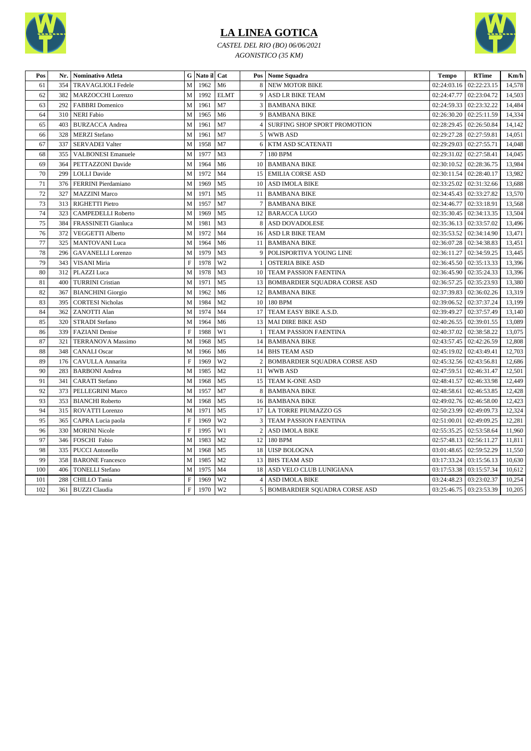# LA LINEA GOTICA

*CASTEL DEL RIO (BO) 06/06/2021*

*AGONISTICO (35 KM)*

| Pos | Nr. | Nominativo Atleta | G | Nato il | Cat | Pos | Nome Squadra | Tempo | RTime | Km/h |
|---|---|---|---|---|---|---|---|---|---|---|
| 61 | 354 | TRAVAGLIOLI Fedele | M | 1962 | M6 | 8 | NEW MOTOR BIKE | 02:24:03.16 | 02:22:23.15 | 14,578 |
| 62 | 382 | MARZOCCHI Lorenzo | M | 1992 | ELMT | 9 | ASD LR BIKE TEAM | 02:24:47.77 | 02:23:04.72 | 14,503 |
| 63 | 292 | FABBRI Domenico | M | 1961 | M7 | 3 | BAMBANA BIKE | 02:24:59.33 | 02:23:32.22 | 14,484 |
| 64 | 310 | NERI Fabio | M | 1965 | M6 | 9 | BAMBANA BIKE | 02:26:30.20 | 02:25:11.59 | 14,334 |
| 65 | 403 | BURZACCA Andrea | M | 1961 | M7 | 4 | SURFING SHOP SPORT PROMOTION | 02:28:29.45 | 02:26:50.84 | 14,142 |
| 66 | 328 | MERZI Stefano | M | 1961 | M7 | 5 | WWB ASD | 02:29:27.28 | 02:27:59.81 | 14,051 |
| 67 | 337 | SERVADEI Valter | M | 1958 | M7 | 6 | KTM ASD SCATENATI | 02:29:29.03 | 02:27:55.71 | 14,048 |
| 68 | 355 | VALBONESI Emanuele | M | 1977 | M3 | 7 | 180 BPM | 02:29:31.02 | 02:27:58.41 | 14,045 |
| 69 | 364 | PETTAZZONI Davide | M | 1964 | M6 | 10 | BAMBANA BIKE | 02:30:10.52 | 02:28:36.75 | 13,984 |
| 70 | 299 | LOLLI Davide | M | 1972 | M4 | 15 | EMILIA CORSE ASD | 02:30:11.54 | 02:28:40.17 | 13,982 |
| 71 | 376 | FERRINI Pierdamiano | M | 1969 | M5 | 10 | ASD IMOLA BIKE | 02:33:25.02 | 02:31:32.66 | 13,688 |
| 72 | 327 | MAZZINI Marco | M | 1971 | M5 | 11 | BAMBANA BIKE | 02:34:45.43 | 02:33:27.82 | 13,570 |
| 73 | 313 | RIGHETTI Pietro | M | 1957 | M7 | 7 | BAMBANA BIKE | 02:34:46.77 | 02:33:18.91 | 13,568 |
| 74 | 323 | CAMPEDELLI Roberto | M | 1969 | M5 | 12 | BARACCA LUGO | 02:35:30.45 | 02:34:13.35 | 13,504 |
| 75 | 384 | FRASSINETI Gianluca | M | 1981 | M3 | 8 | ASD DOVADOLESE | 02:35:36.13 | 02:33:57.02 | 13,496 |
| 76 | 372 | VEGGETTI Alberto | M | 1972 | M4 | 16 | ASD LR BIKE TEAM | 02:35:53.52 | 02:34:14.90 | 13,471 |
| 77 | 325 | MANTOVANI Luca | M | 1964 | M6 | 11 | BAMBANA BIKE | 02:36:07.28 | 02:34:38.83 | 13,451 |
| 78 | 296 | GAVANELLI Lorenzo | M | 1979 | M3 | 9 | POLISPORTIVA YOUNG LINE | 02:36:11.27 | 02:34:59.25 | 13,445 |
| 79 | 343 | VISANI Miria | F | 1978 | W2 | 1 | OSTERIA BIKE ASD | 02:36:45.50 | 02:35:13.33 | 13,396 |
| 80 | 312 | PLAZZI Luca | M | 1978 | M3 | 10 | TEAM PASSION FAENTINA | 02:36:45.90 | 02:35:24.33 | 13,396 |
| 81 | 400 | TURRINI Cristian | M | 1971 | M5 | 13 | BOMBARDIER SQUADRA CORSE ASD | 02:36:57.25 | 02:35:23.93 | 13,380 |
| 82 | 367 | BIANCHINI Giorgio | M | 1962 | M6 | 12 | BAMBANA BIKE | 02:37:39.83 | 02:36:02.26 | 13,319 |
| 83 | 395 | CORTESI Nicholas | M | 1984 | M2 | 10 | 180 BPM | 02:39:06.52 | 02:37:37.24 | 13,199 |
| 84 | 362 | ZANOTTI Alan | M | 1974 | M4 | 17 | TEAM EASY BIKE A.S.D. | 02:39:49.27 | 02:37:57.49 | 13,140 |
| 85 | 320 | STRADI Stefano | M | 1964 | M6 | 13 | MAI DIRE BIKE ASD | 02:40:26.55 | 02:39:01.55 | 13,089 |
| 86 | 339 | FAZIANI Denise | F | 1988 | W1 | 1 | TEAM PASSION FAENTINA | 02:40:37.02 | 02:38:58.22 | 13,075 |
| 87 | 321 | TERRANOVA Massimo | M | 1968 | M5 | 14 | BAMBANA BIKE | 02:43:57.45 | 02:42:26.59 | 12,808 |
| 88 | 348 | CANALI Oscar | M | 1966 | M6 | 14 | BHS TEAM ASD | 02:45:19.02 | 02:43:49.41 | 12,703 |
| 89 | 176 | CAVULLA Annarita | F | 1969 | W2 | 2 | BOMBARDIER SQUADRA CORSE ASD | 02:45:32.56 | 02:43:56.81 | 12,686 |
| 90 | 283 | BARBONI Andrea | M | 1985 | M2 | 11 | WWB ASD | 02:47:59.51 | 02:46:31.47 | 12,501 |
| 91 | 341 | CARATI Stefano | M | 1968 | M5 | 15 | TEAM K-ONE ASD | 02:48:41.57 | 02:46:33.98 | 12,449 |
| 92 | 373 | PELLEGRINI Marco | M | 1957 | M7 | 8 | BAMBANA BIKE | 02:48:58.61 | 02:46:53.85 | 12,428 |
| 93 | 353 | BIANCHI Roberto | M | 1968 | M5 | 16 | BAMBANA BIKE | 02:49:02.76 | 02:46:58.00 | 12,423 |
| 94 | 315 | ROVATTI Lorenzo | M | 1971 | M5 | 17 | LA TORRE PIUMAZZO GS | 02:50:23.99 | 02:49:09.73 | 12,324 |
| 95 | 365 | CAPRA Lucia paola | F | 1969 | W2 | 3 | TEAM PASSION FAENTINA | 02:51:00.01 | 02:49:09.25 | 12,281 |
| 96 | 330 | MORINI Nicole | F | 1995 | W1 | 2 | ASD IMOLA BIKE | 02:55:35.25 | 02:53:58.64 | 11,960 |
| 97 | 346 | FOSCHI Fabio | M | 1983 | M2 | 12 | 180 BPM | 02:57:48.13 | 02:56:11.27 | 11,811 |
| 98 | 335 | PUCCI Antonello | M | 1968 | M5 | 18 | UISP BOLOGNA | 03:01:48.65 | 02:59:52.29 | 11,550 |
| 99 | 358 | BARONE Francesco | M | 1985 | M2 | 13 | BHS TEAM ASD | 03:17:33.24 | 03:15:56.13 | 10,630 |
| 100 | 406 | TONELLI Stefano | M | 1975 | M4 | 18 | ASD VELO CLUB LUNIGIANA | 03:17:53.38 | 03:15:57.34 | 10,612 |
| 101 | 288 | CHILLO Tania | F | 1969 | W2 | 4 | ASD IMOLA BIKE | 03:24:48.23 | 03:23:02.37 | 10,254 |
| 102 | 361 | BUZZI Claudia | F | 1970 | W2 | 5 | BOMBARDIER SQUADRA CORSE ASD | 03:25:46.75 | 03:23:53.39 | 10,205 |